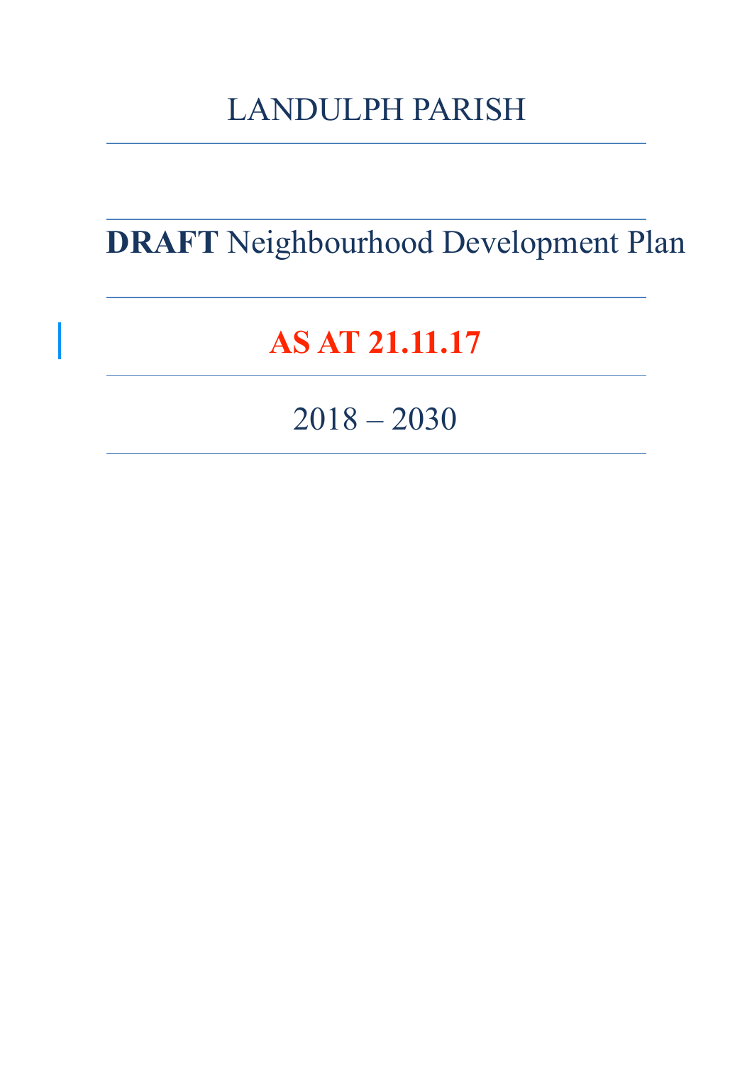# LANDULPH PARISH

## **DRAFT** Neighbourhood Development Plan

## **AS AT 21.11.17**

## 2018 – 2030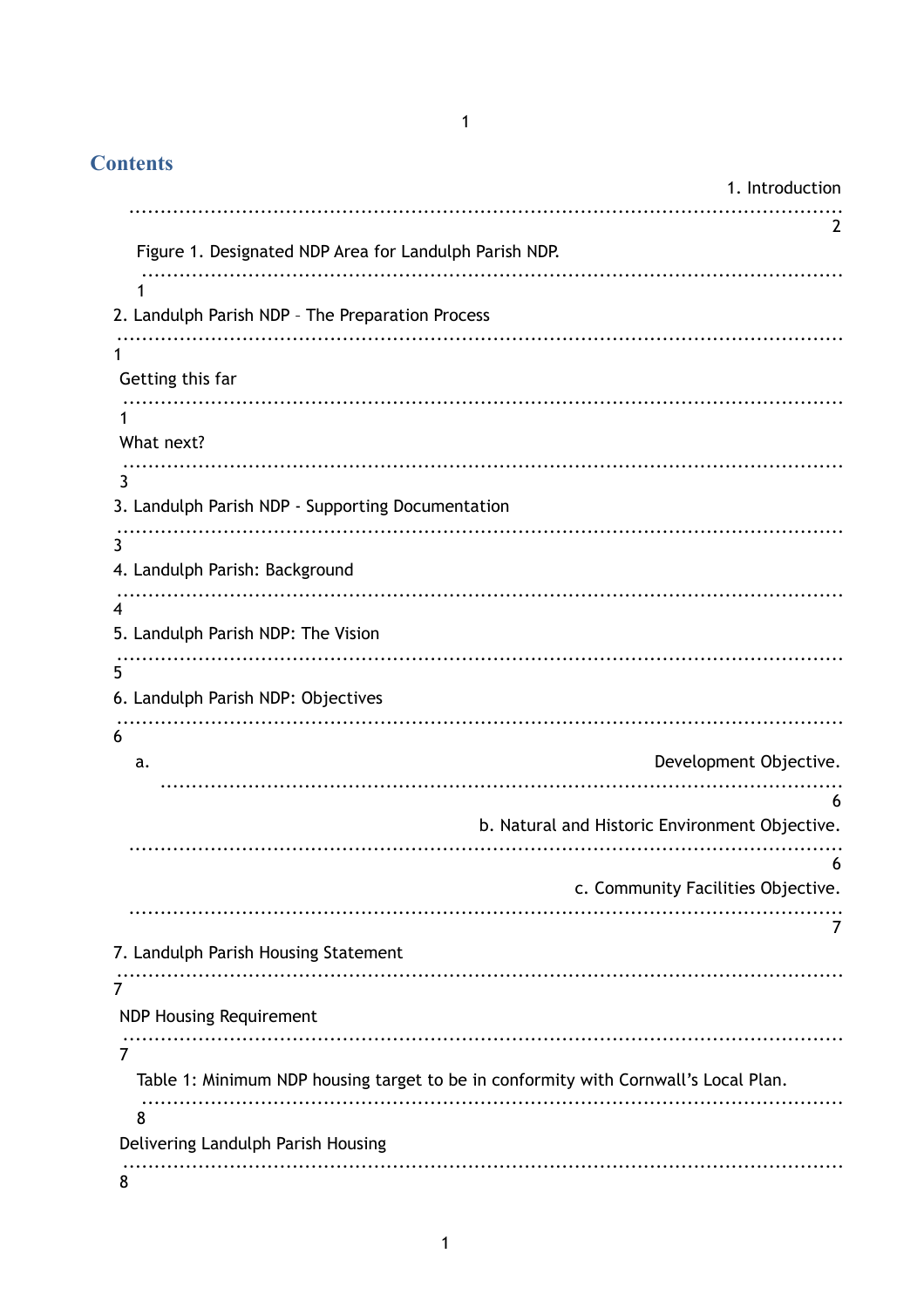## Contents

1. Introduction .......... 2
   - Figure 1. Designated NDP Area for Landulph Parish NDP. .......... 1
2. Landulph Parish NDP – The Preparation Process .......... 1
   - Getting this far .......... 1
   - What next? .......... 3
3. Landulph Parish NDP - Supporting Documentation .......... 3
4. Landulph Parish: Background .......... 4
5. Landulph Parish NDP: The Vision .......... 5
6. Landulph Parish NDP: Objectives .......... 6
   - a. Development Objective. .......... 6
   - b. Natural and Historic Environment Objective. .......... 6
   - c. Community Facilities Objective. .......... 7
7. Landulph Parish Housing Statement .......... 7
   - NDP Housing Requirement .......... 7
     - Table 1: Minimum NDP housing target to be in conformity with Cornwall's Local Plan. .......... 8
   - Delivering Landulph Parish Housing .......... 8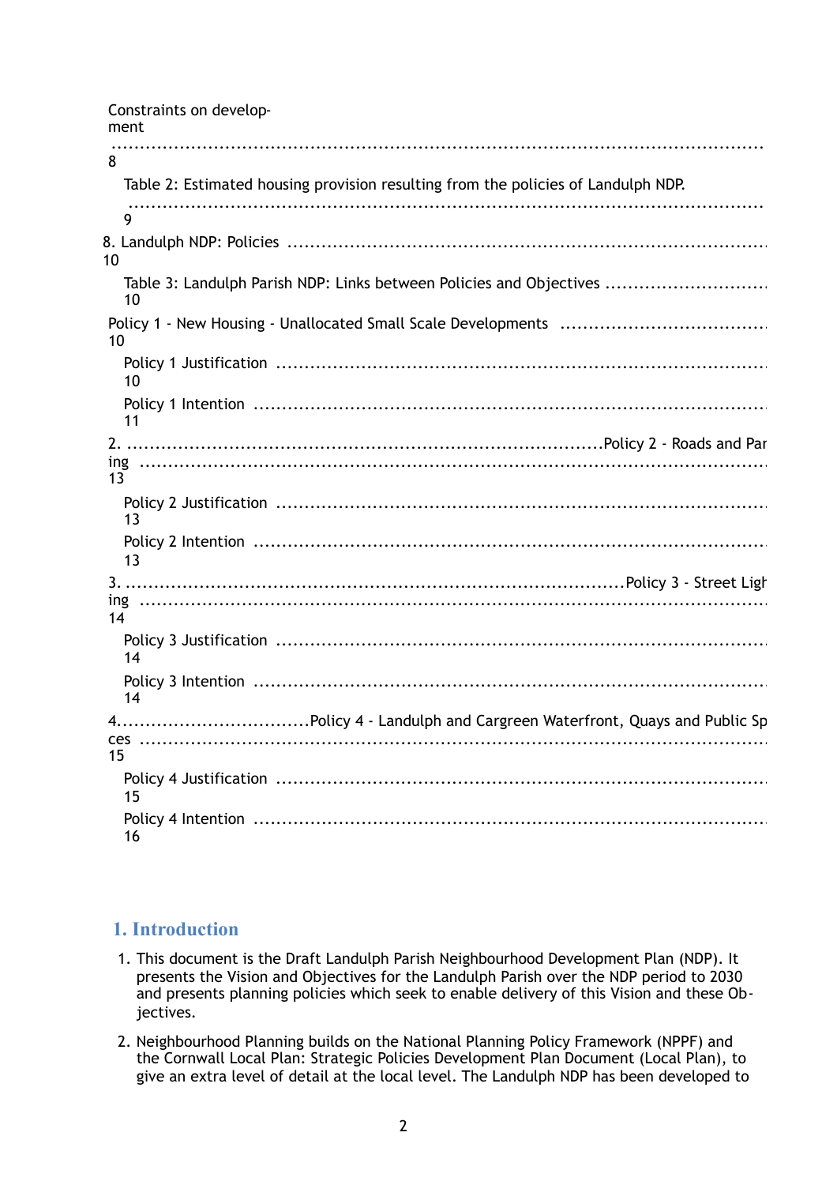Constraints on development ..... 8

Table 2: Estimated housing provision resulting from the policies of Landulph NDP. ..... 9

8. Landulph NDP: Policies ..... 10

Table 3: Landulph Parish NDP: Links between Policies and Objectives ..... 10

Policy 1 - New Housing - Unallocated Small Scale Developments ..... 10

Policy 1 Justification ..... 10

Policy 1 Intention ..... 11

2. Policy 2 - Roads and Parking ..... 13

Policy 2 Justification ..... 13

Policy 2 Intention ..... 13

3. Policy 3 - Street Lighting ..... 14

Policy 3 Justification ..... 14

Policy 3 Intention ..... 14

4. Policy 4 - Landulph and Cargreen Waterfront, Quays and Public Spaces ..... 15

Policy 4 Justification ..... 15

Policy 4 Intention ..... 16

## 1. Introduction

1. This document is the Draft Landulph Parish Neighbourhood Development Plan (NDP). It presents the Vision and Objectives for the Landulph Parish over the NDP period to 2030 and presents planning policies which seek to enable delivery of this Vision and these Objectives.
2. Neighbourhood Planning builds on the National Planning Policy Framework (NPPF) and the Cornwall Local Plan: Strategic Policies Development Plan Document (Local Plan), to give an extra level of detail at the local level. The Landulph NDP has been developed to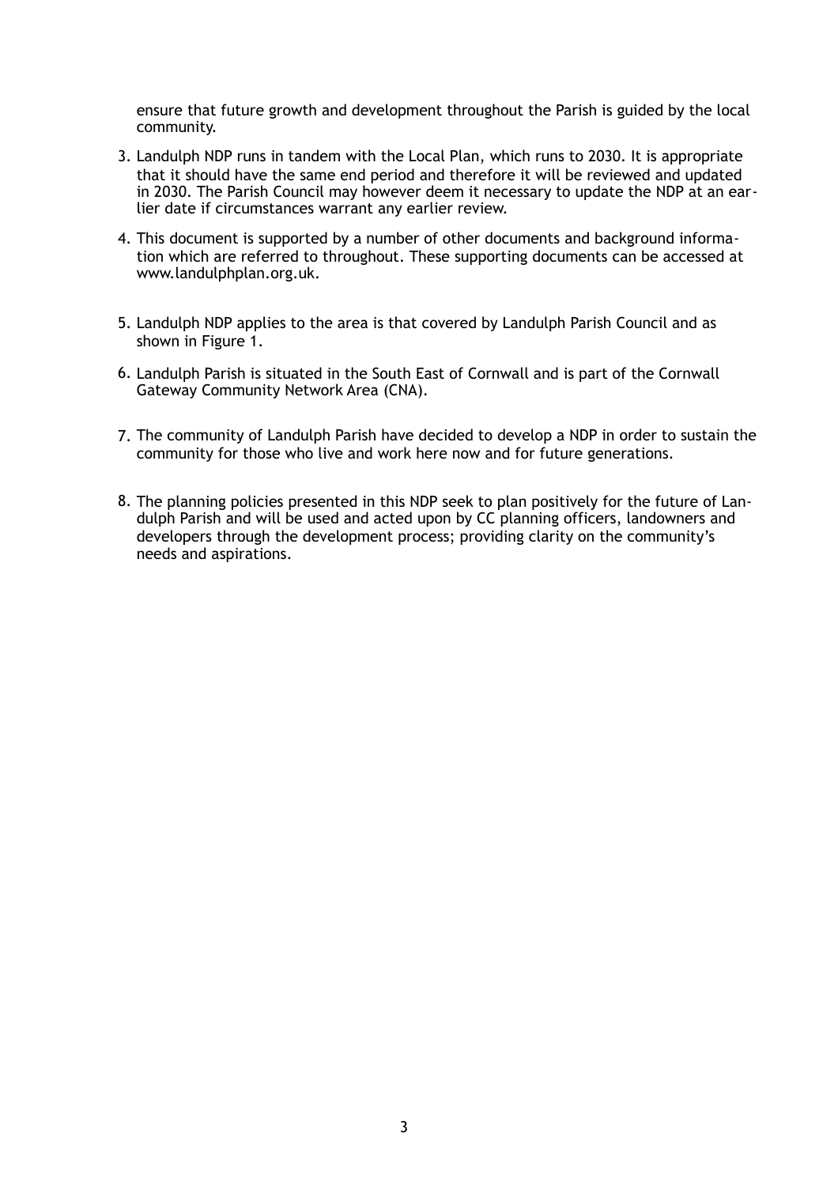ensure that future growth and development throughout the Parish is guided by the local community.

3. Landulph NDP runs in tandem with the Local Plan, which runs to 2030. It is appropriate that it should have the same end period and therefore it will be reviewed and updated in 2030. The Parish Council may however deem it necessary to update the NDP at an earlier date if circumstances warrant any earlier review.

4. This document is supported by a number of other documents and background information which are referred to throughout. These supporting documents can be accessed at www.landulphplan.org.uk.

5. Landulph NDP applies to the area is that covered by Landulph Parish Council and as shown in Figure 1.

6. Landulph Parish is situated in the South East of Cornwall and is part of the Cornwall Gateway Community Network Area (CNA).

7. The community of Landulph Parish have decided to develop a NDP in order to sustain the community for those who live and work here now and for future generations.

8. The planning policies presented in this NDP seek to plan positively for the future of Landulph Parish and will be used and acted upon by CC planning officers, landowners and developers through the development process; providing clarity on the community's needs and aspirations.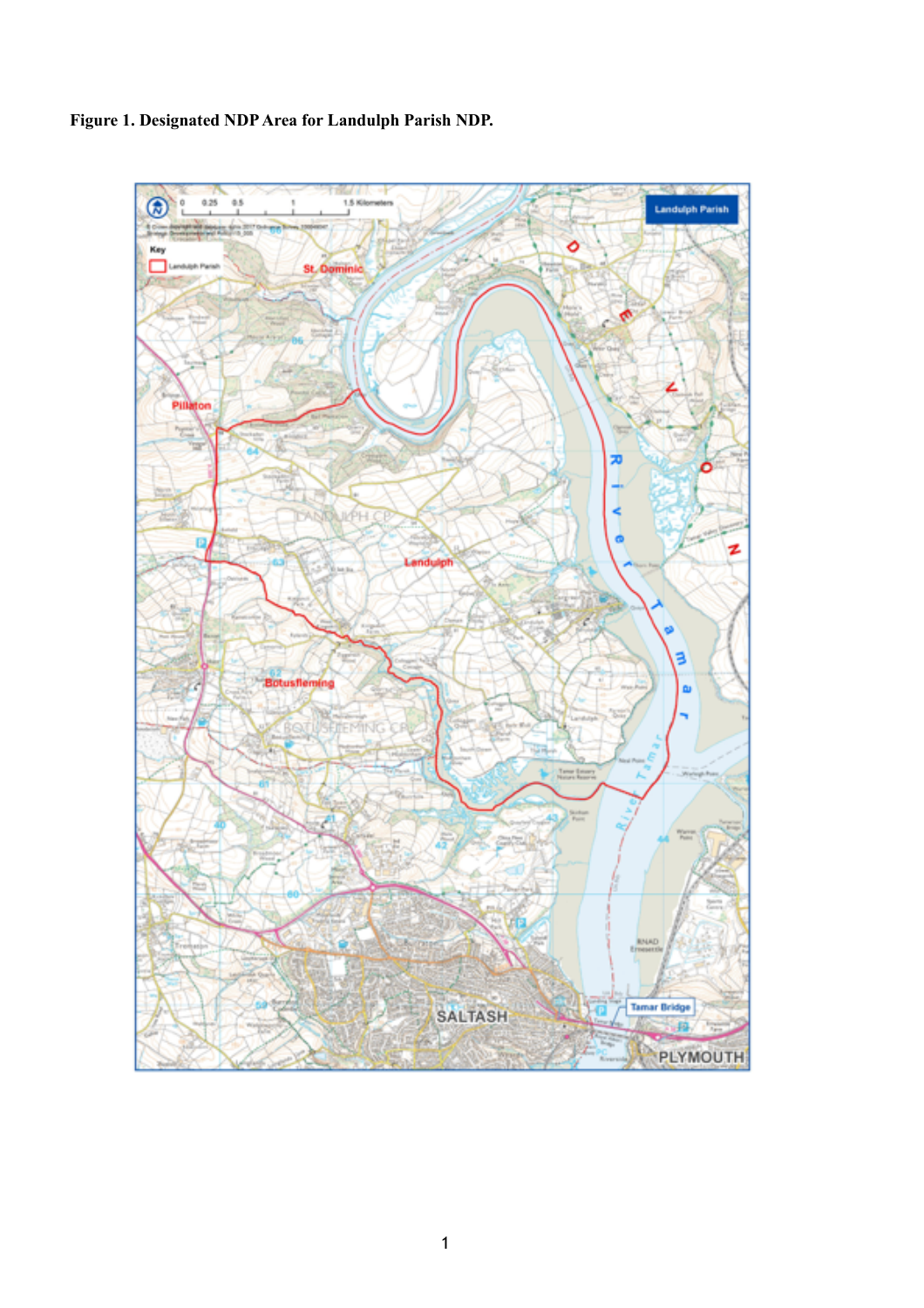**Figure 1. Designated NDP Area for Landulph Parish NDP.**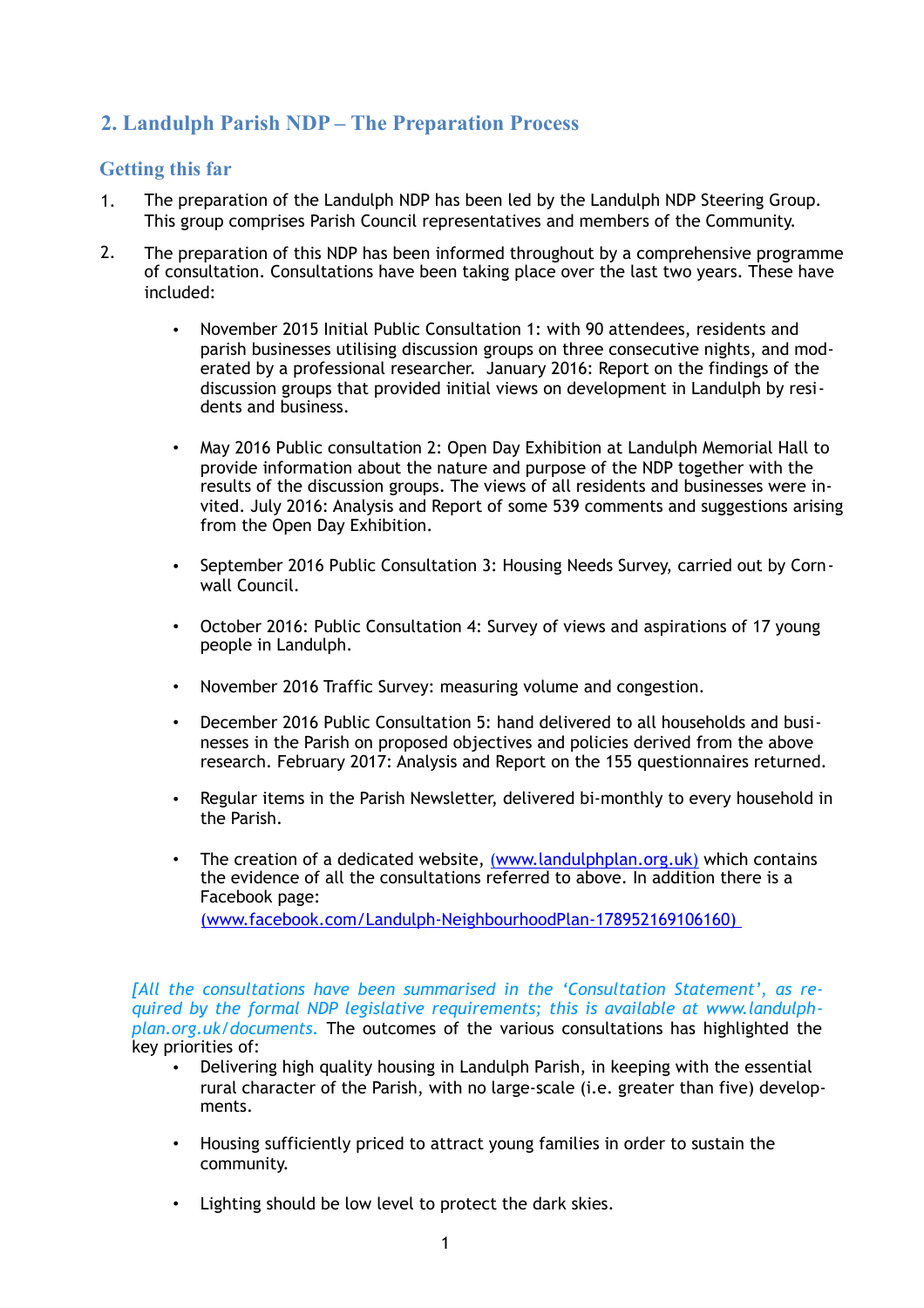## 2. Landulph Parish NDP – The Preparation Process

### Getting this far

1. The preparation of the Landulph NDP has been led by the Landulph NDP Steering Group. This group comprises Parish Council representatives and members of the Community.

2. The preparation of this NDP has been informed throughout by a comprehensive programme of consultation. Consultations have been taking place over the last two years. These have included:

    - November 2015 Initial Public Consultation 1: with 90 attendees, residents and parish businesses utilising discussion groups on three consecutive nights, and moderated by a professional researcher. January 2016: Report on the findings of the discussion groups that provided initial views on development in Landulph by residents and business.

    - May 2016 Public consultation 2: Open Day Exhibition at Landulph Memorial Hall to provide information about the nature and purpose of the NDP together with the results of the discussion groups. The views of all residents and businesses were invited. July 2016: Analysis and Report of some 539 comments and suggestions arising from the Open Day Exhibition.

    - September 2016 Public Consultation 3: Housing Needs Survey, carried out by Cornwall Council.

    - October 2016: Public Consultation 4: Survey of views and aspirations of 17 young people in Landulph.

    - November 2016 Traffic Survey: measuring volume and congestion.

    - December 2016 Public Consultation 5: hand delivered to all households and businesses in the Parish on proposed objectives and policies derived from the above research. February 2017: Analysis and Report on the 155 questionnaires returned.

    - Regular items in the Parish Newsletter, delivered bi-monthly to every household in the Parish.

    - The creation of a dedicated website, (www.landulphplan.org.uk) which contains the evidence of all the consultations referred to above. In addition there is a Facebook page: (www.facebook.com/Landulph-NeighbourhoodPlan-178952169106160)

*[All the consultations have been summarised in the 'Consultation Statement', as required by the formal NDP legislative requirements; this is available at www.landulph-plan.org.uk/documents.* The outcomes of the various consultations has highlighted the key priorities of:

- Delivering high quality housing in Landulph Parish, in keeping with the essential rural character of the Parish, with no large-scale (i.e. greater than five) developments.

- Housing sufficiently priced to attract young families in order to sustain the community.

- Lighting should be low level to protect the dark skies.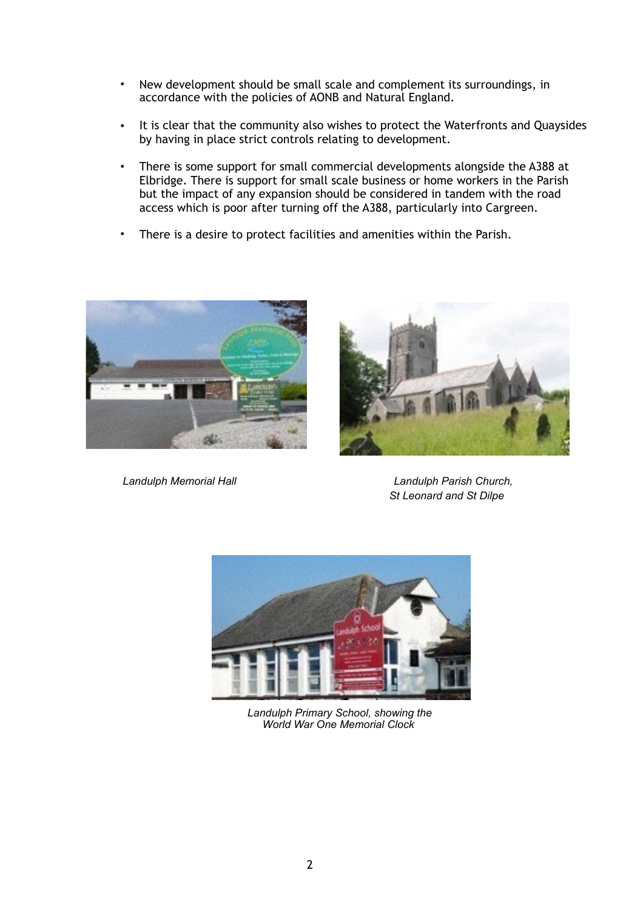- New development should be small scale and complement its surroundings, in accordance with the policies of AONB and Natural England.

- It is clear that the community also wishes to protect the Waterfronts and Quaysides by having in place strict controls relating to development.

- There is some support for small commercial developments alongside the A388 at Elbridge. There is support for small scale business or home workers in the Parish but the impact of any expansion should be considered in tandem with the road access which is poor after turning off the A388, particularly into Cargreen.

- There is a desire to protect facilities and amenities within the Parish.

*Landulph Memorial Hall*

*Landulph Parish Church, St Leonard and St Dilpe*

*Landulph Primary School, showing the World War One Memorial Clock*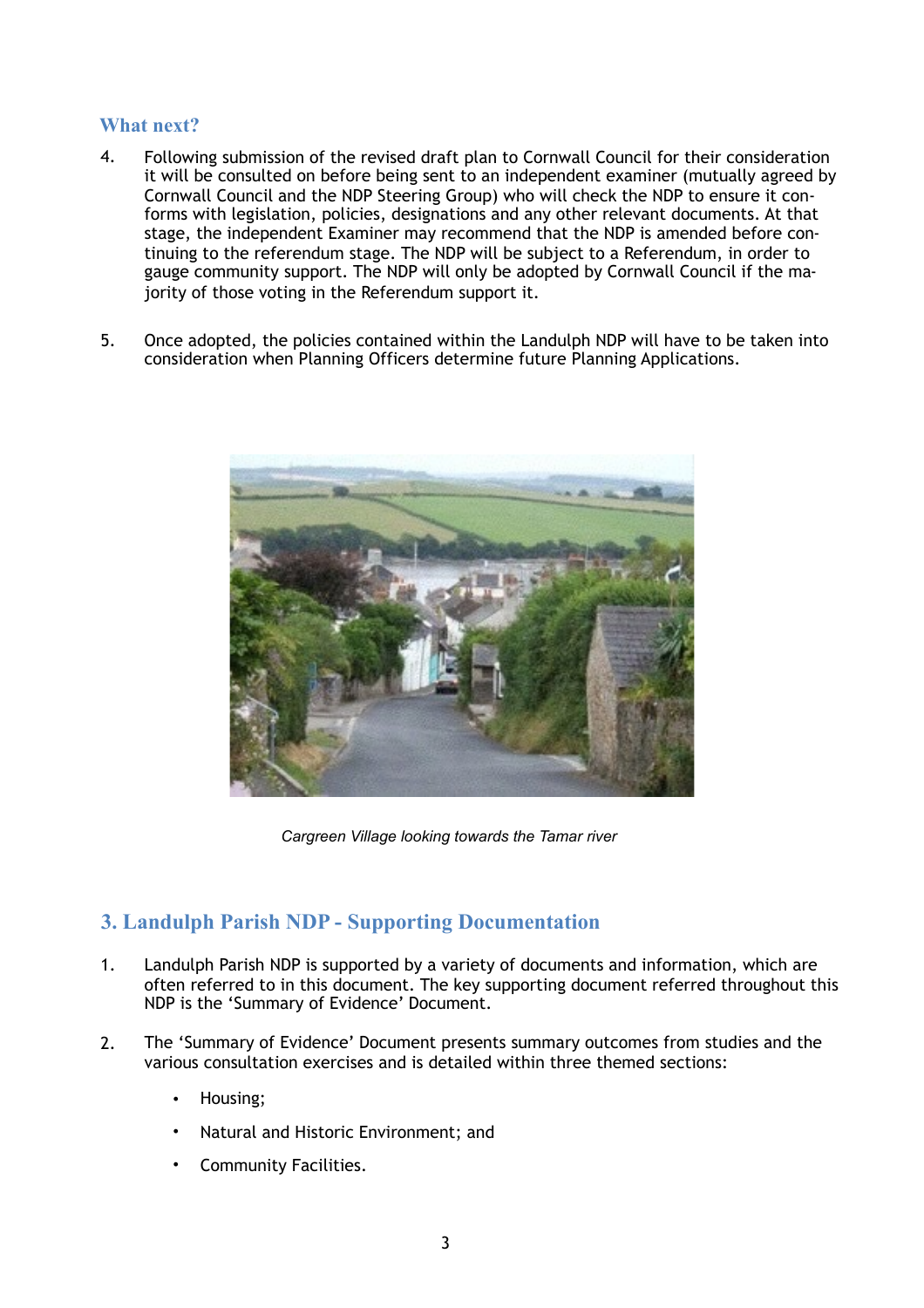### What next?

4. Following submission of the revised draft plan to Cornwall Council for their consideration it will be consulted on before being sent to an independent examiner (mutually agreed by Cornwall Council and the NDP Steering Group) who will check the NDP to ensure it conforms with legislation, policies, designations and any other relevant documents. At that stage, the independent Examiner may recommend that the NDP is amended before continuing to the referendum stage. The NDP will be subject to a Referendum, in order to gauge community support. The NDP will only be adopted by Cornwall Council if the majority of those voting in the Referendum support it.

5. Once adopted, the policies contained within the Landulph NDP will have to be taken into consideration when Planning Officers determine future Planning Applications.

*Cargreen Village looking towards the Tamar river*

## 3. Landulph Parish NDP - Supporting Documentation

1. Landulph Parish NDP is supported by a variety of documents and information, which are often referred to in this document. The key supporting document referred throughout this NDP is the 'Summary of Evidence' Document.

2. The 'Summary of Evidence' Document presents summary outcomes from studies and the various consultation exercises and is detailed within three themed sections:

   - Housing;
   - Natural and Historic Environment; and
   - Community Facilities.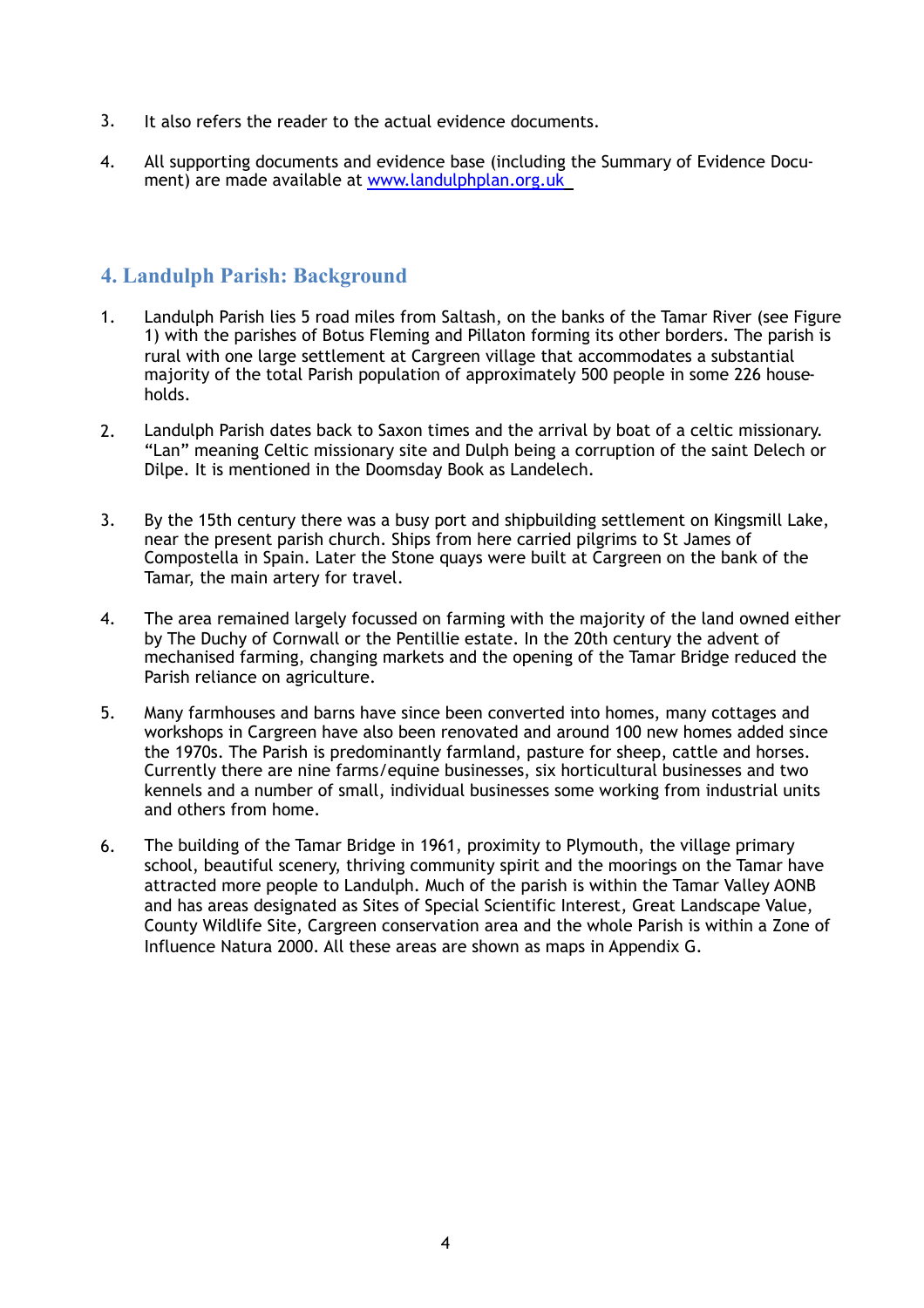3. It also refers the reader to the actual evidence documents.

4. All supporting documents and evidence base (including the Summary of Evidence Document) are made available at [www.landulphplan.org.uk](http://www.landulphplan.org.uk)

## 4. Landulph Parish: Background

1. Landulph Parish lies 5 road miles from Saltash, on the banks of the Tamar River (see Figure 1) with the parishes of Botus Fleming and Pillaton forming its other borders. The parish is rural with one large settlement at Cargreen village that accommodates a substantial majority of the total Parish population of approximately 500 people in some 226 households.

2. Landulph Parish dates back to Saxon times and the arrival by boat of a celtic missionary. "Lan" meaning Celtic missionary site and Dulph being a corruption of the saint Delech or Dilpe. It is mentioned in the Doomsday Book as Landelech.

3. By the 15th century there was a busy port and shipbuilding settlement on Kingsmill Lake, near the present parish church. Ships from here carried pilgrims to St James of Compostella in Spain. Later the Stone quays were built at Cargreen on the bank of the Tamar, the main artery for travel.

4. The area remained largely focussed on farming with the majority of the land owned either by The Duchy of Cornwall or the Pentillie estate. In the 20th century the advent of mechanised farming, changing markets and the opening of the Tamar Bridge reduced the Parish reliance on agriculture.

5. Many farmhouses and barns have since been converted into homes, many cottages and workshops in Cargreen have also been renovated and around 100 new homes added since the 1970s. The Parish is predominantly farmland, pasture for sheep, cattle and horses. Currently there are nine farms/equine businesses, six horticultural businesses and two kennels and a number of small, individual businesses some working from industrial units and others from home.

6. The building of the Tamar Bridge in 1961, proximity to Plymouth, the village primary school, beautiful scenery, thriving community spirit and the moorings on the Tamar have attracted more people to Landulph. Much of the parish is within the Tamar Valley AONB and has areas designated as Sites of Special Scientific Interest, Great Landscape Value, County Wildlife Site, Cargreen conservation area and the whole Parish is within a Zone of Influence Natura 2000. All these areas are shown as maps in Appendix G.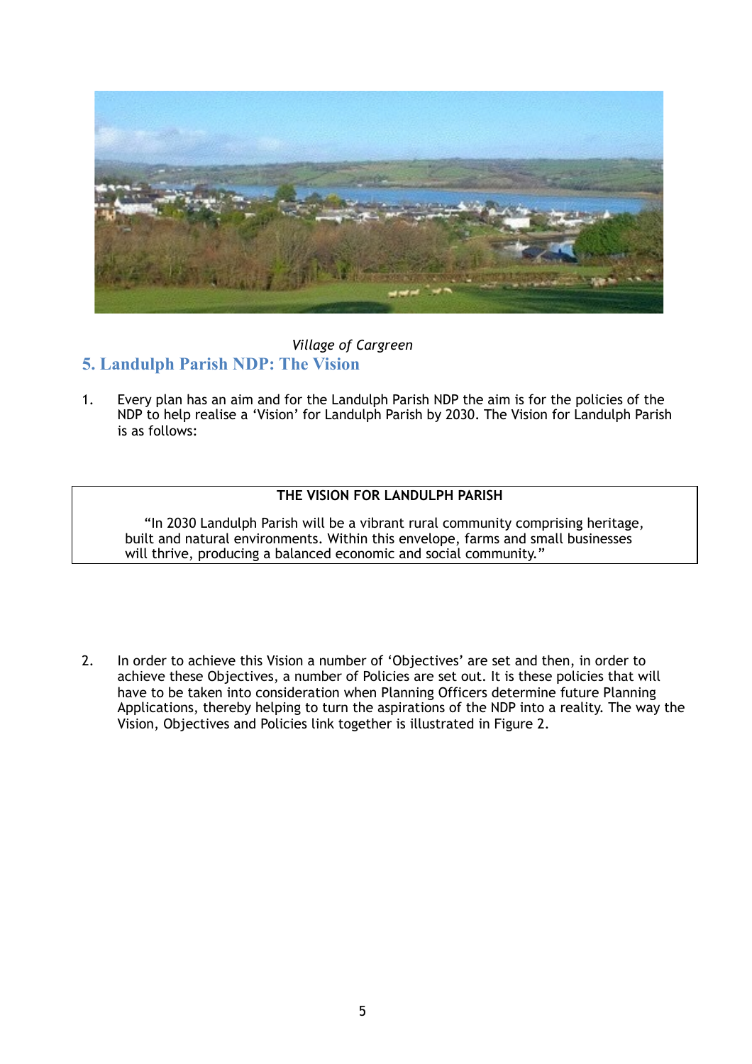*Village of Cargreen*

## 5. Landulph Parish NDP: The Vision

1. Every plan has an aim and for the Landulph Parish NDP the aim is for the policies of the NDP to help realise a 'Vision' for Landulph Parish by 2030. The Vision for Landulph Parish is as follows:

| THE VISION FOR LANDULPH PARISH |
|---|
| "In 2030 Landulph Parish will be a vibrant rural community comprising heritage, built and natural environments. Within this envelope, farms and small businesses will thrive, producing a balanced economic and social community." |

2. In order to achieve this Vision a number of 'Objectives' are set and then, in order to achieve these Objectives, a number of Policies are set out. It is these policies that will have to be taken into consideration when Planning Officers determine future Planning Applications, thereby helping to turn the aspirations of the NDP into a reality. The way the Vision, Objectives and Policies link together is illustrated in Figure 2.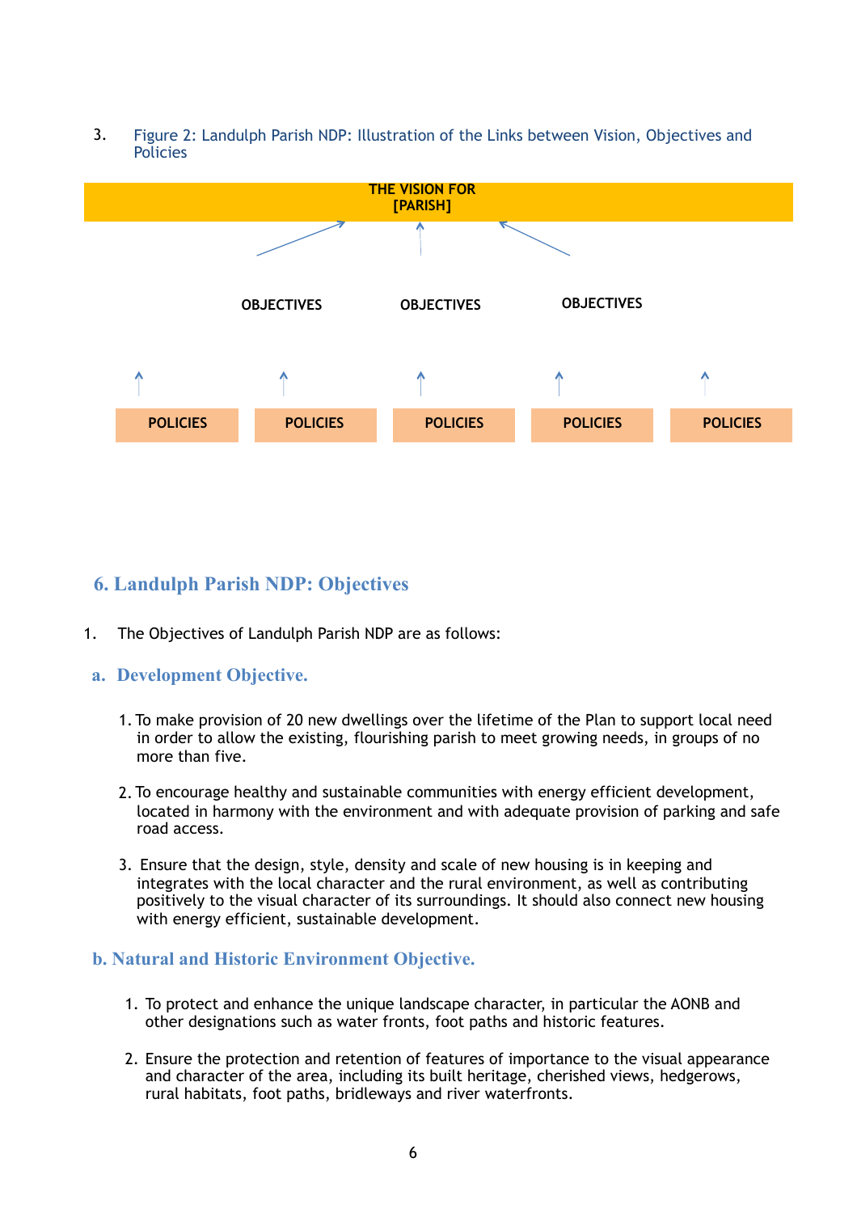3. Figure 2: Landulph Parish NDP: Illustration of the Links between Vision, Objectives and Policies

THE VISION FOR [PARISH]

OBJECTIVES OBJECTIVES OBJECTIVES

POLICIES POLICIES POLICIES POLICIES POLICIES

## 6. Landulph Parish NDP: Objectives

1. The Objectives of Landulph Parish NDP are as follows:

### a. Development Objective.

1. To make provision of 20 new dwellings over the lifetime of the Plan to support local need in order to allow the existing, flourishing parish to meet growing needs, in groups of no more than five.

2. To encourage healthy and sustainable communities with energy efficient development, located in harmony with the environment and with adequate provision of parking and safe road access.

3. Ensure that the design, style, density and scale of new housing is in keeping and integrates with the local character and the rural environment, as well as contributing positively to the visual character of its surroundings. It should also connect new housing with energy efficient, sustainable development.

### b. Natural and Historic Environment Objective.

1. To protect and enhance the unique landscape character, in particular the AONB and other designations such as water fronts, foot paths and historic features.

2. Ensure the protection and retention of features of importance to the visual appearance and character of the area, including its built heritage, cherished views, hedgerows, rural habitats, foot paths, bridleways and river waterfronts.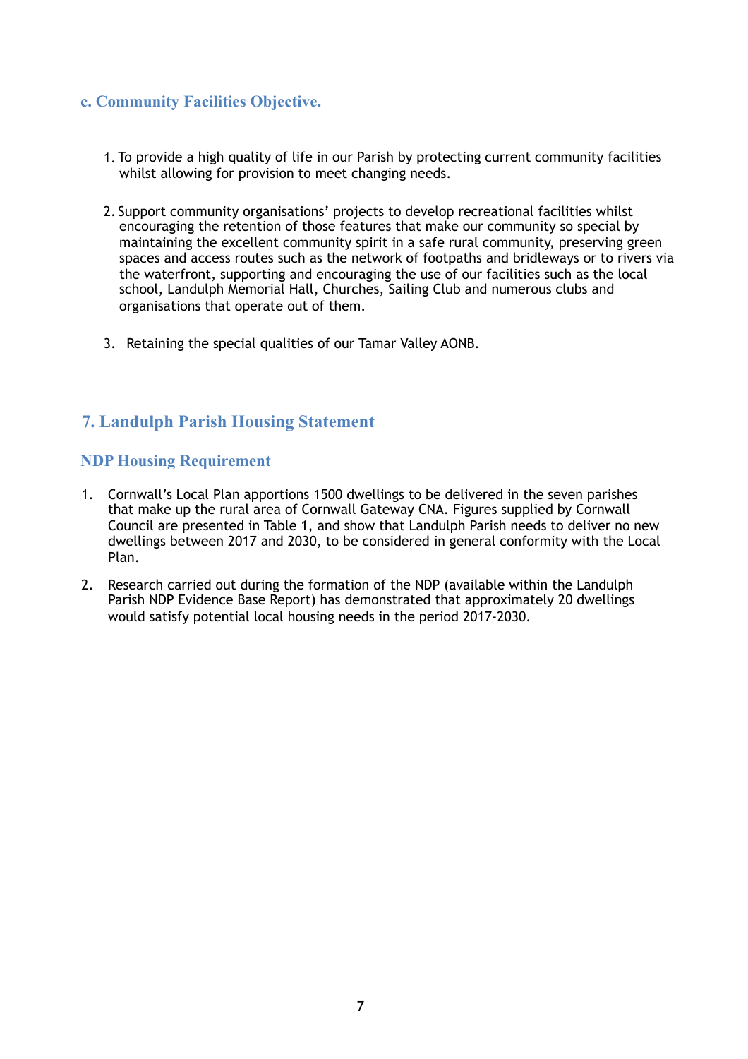### c. Community Facilities Objective.

1. To provide a high quality of life in our Parish by protecting current community facilities whilst allowing for provision to meet changing needs.

2. Support community organisations' projects to develop recreational facilities whilst encouraging the retention of those features that make our community so special by maintaining the excellent community spirit in a safe rural community, preserving green spaces and access routes such as the network of footpaths and bridleways or to rivers via the waterfront, supporting and encouraging the use of our facilities such as the local school, Landulph Memorial Hall, Churches, Sailing Club and numerous clubs and organisations that operate out of them.

3. Retaining the special qualities of our Tamar Valley AONB.

## 7. Landulph Parish Housing Statement

### NDP Housing Requirement

1. Cornwall's Local Plan apportions 1500 dwellings to be delivered in the seven parishes that make up the rural area of Cornwall Gateway CNA. Figures supplied by Cornwall Council are presented in Table 1, and show that Landulph Parish needs to deliver no new dwellings between 2017 and 2030, to be considered in general conformity with the Local Plan.

2. Research carried out during the formation of the NDP (available within the Landulph Parish NDP Evidence Base Report) has demonstrated that approximately 20 dwellings would satisfy potential local housing needs in the period 2017-2030.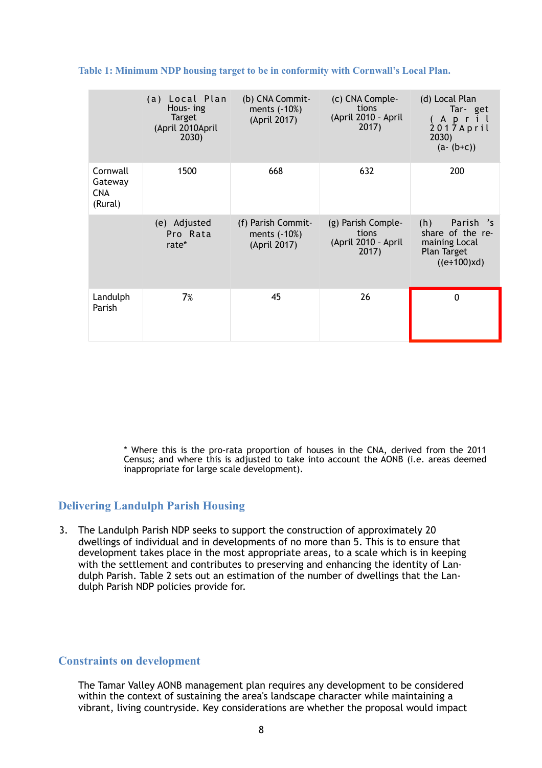**Table 1: Minimum NDP housing target to be in conformity with Cornwall's Local Plan.**

| | (a) Local Plan Hous- ing Target (April 2010April 2030) | (b) CNA Commit- ments (-10%) (April 2017) | (c) CNA Comple- tions (April 2010 - April 2017) | (d) Local Plan Tar- get (April 2017April 2030) (a- (b+c)) |
|---|---|---|---|---|
| Cornwall Gateway CNA (Rural) | 1500 | 668 | 632 | 200 |
| | (e) Adjusted Pro Rata rate* | (f) Parish Commit- ments (-10%) (April 2017) | (g) Parish Comple- tions (April 2010 - April 2017) | (h) Parish 's share of the re- maining Local Plan Target ((e÷100)xd) |
| Landulph Parish | 7% | 45 | 26 | 0 |

\* Where this is the pro-rata proportion of houses in the CNA, derived from the 2011 Census; and where this is adjusted to take into account the AONB (i.e. areas deemed inappropriate for large scale development).

## Delivering Landulph Parish Housing

3. The Landulph Parish NDP seeks to support the construction of approximately 20 dwellings of individual and in developments of no more than 5. This is to ensure that development takes place in the most appropriate areas, to a scale which is in keeping with the settlement and contributes to preserving and enhancing the identity of Landulph Parish. Table 2 sets out an estimation of the number of dwellings that the Landulph Parish NDP policies provide for.

## Constraints on development

The Tamar Valley AONB management plan requires any development to be considered within the context of sustaining the area's landscape character while maintaining a vibrant, living countryside. Key considerations are whether the proposal would impact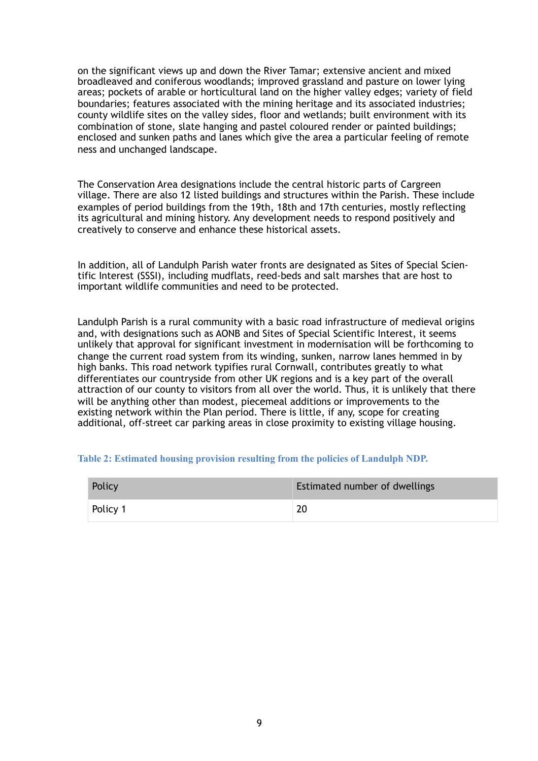on the significant views up and down the River Tamar; extensive ancient and mixed broadleaved and coniferous woodlands; improved grassland and pasture on lower lying areas; pockets of arable or horticultural land on the higher valley edges; variety of field boundaries; features associated with the mining heritage and its associated industries; county wildlife sites on the valley sides, floor and wetlands; built environment with its combination of stone, slate hanging and pastel coloured render or painted buildings; enclosed and sunken paths and lanes which give the area a particular feeling of remote ness and unchanged landscape.

The Conservation Area designations include the central historic parts of Cargreen village. There are also 12 listed buildings and structures within the Parish. These include examples of period buildings from the 19th, 18th and 17th centuries, mostly reflecting its agricultural and mining history. Any development needs to respond positively and creatively to conserve and enhance these historical assets.

In addition, all of Landulph Parish water fronts are designated as Sites of Special Scientific Interest (SSSI), including mudflats, reed-beds and salt marshes that are host to important wildlife communities and need to be protected.

Landulph Parish is a rural community with a basic road infrastructure of medieval origins and, with designations such as AONB and Sites of Special Scientific Interest, it seems unlikely that approval for significant investment in modernisation will be forthcoming to change the current road system from its winding, sunken, narrow lanes hemmed in by high banks. This road network typifies rural Cornwall, contributes greatly to what differentiates our countryside from other UK regions and is a key part of the overall attraction of our county to visitors from all over the world. Thus, it is unlikely that there will be anything other than modest, piecemeal additions or improvements to the existing network within the Plan period. There is little, if any, scope for creating additional, off-street car parking areas in close proximity to existing village housing.

**Table 2: Estimated housing provision resulting from the policies of Landulph NDP.**

| Policy | Estimated number of dwellings |
|---|---|
| Policy 1 | 20 |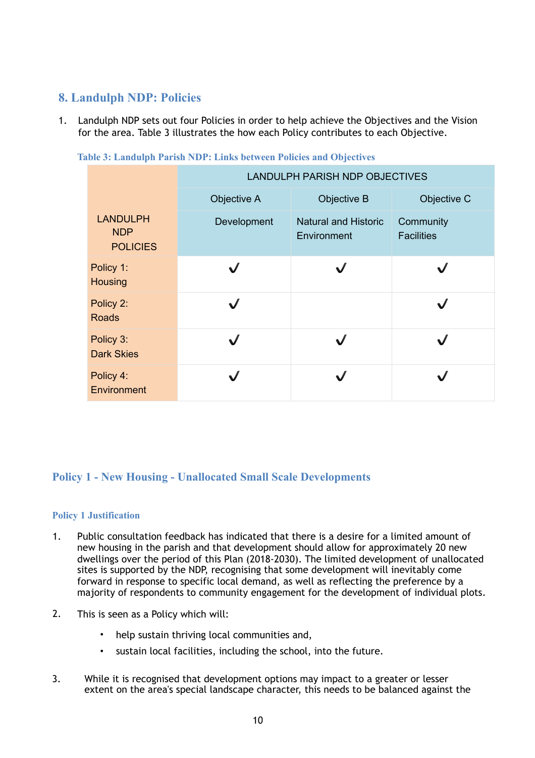## 8. Landulph NDP: Policies

1. Landulph NDP sets out four Policies in order to help achieve the Objectives and the Vision for the area. Table 3 illustrates the how each Policy contributes to each Objective.

**Table 3: Landulph Parish NDP: Links between Policies and Objectives**

| LANDULPH NDP POLICIES | LANDULPH PARISH NDP OBJECTIVES | | |
|---|---|---|---|
| | Objective A | Objective B | Objective C |
| | Development | Natural and Historic Environment | Community Facilities |
| Policy 1: Housing | ✓ | ✓ | ✓ |
| Policy 2: Roads | ✓ | | ✓ |
| Policy 3: Dark Skies | ✓ | ✓ | ✓ |
| Policy 4: Environment | ✓ | ✓ | ✓ |

## Policy 1 - New Housing - Unallocated Small Scale Developments

### Policy 1 Justification

1. Public consultation feedback has indicated that there is a desire for a limited amount of new housing in the parish and that development should allow for approximately 20 new dwellings over the period of this Plan (2018-2030). The limited development of unallocated sites is supported by the NDP, recognising that some development will inevitably come forward in response to specific local demand, as well as reflecting the preference by a majority of respondents to community engagement for the development of individual plots.

2. This is seen as a Policy which will:

   - help sustain thriving local communities and,
   - sustain local facilities, including the school, into the future.

3. While it is recognised that development options may impact to a greater or lesser extent on the area's special landscape character, this needs to be balanced against the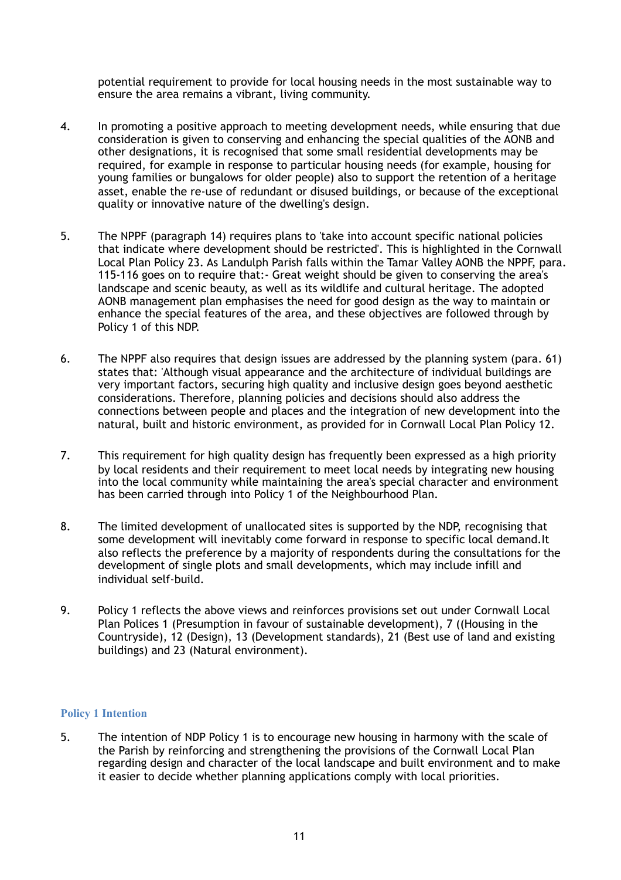potential requirement to provide for local housing needs in the most sustainable way to ensure the area remains a vibrant, living community.

4. In promoting a positive approach to meeting development needs, while ensuring that due consideration is given to conserving and enhancing the special qualities of the AONB and other designations, it is recognised that some small residential developments may be required, for example in response to particular housing needs (for example, housing for young families or bungalows for older people) also to support the retention of a heritage asset, enable the re-use of redundant or disused buildings, or because of the exceptional quality or innovative nature of the dwelling's design.

5. The NPPF (paragraph 14) requires plans to 'take into account specific national policies that indicate where development should be restricted'. This is highlighted in the Cornwall Local Plan Policy 23. As Landulph Parish falls within the Tamar Valley AONB the NPPF, para. 115-116 goes on to require that:- Great weight should be given to conserving the area's landscape and scenic beauty, as well as its wildlife and cultural heritage. The adopted AONB management plan emphasises the need for good design as the way to maintain or enhance the special features of the area, and these objectives are followed through by Policy 1 of this NDP.

6. The NPPF also requires that design issues are addressed by the planning system (para. 61) states that: 'Although visual appearance and the architecture of individual buildings are very important factors, securing high quality and inclusive design goes beyond aesthetic considerations. Therefore, planning policies and decisions should also address the connections between people and places and the integration of new development into the natural, built and historic environment, as provided for in Cornwall Local Plan Policy 12.

7. This requirement for high quality design has frequently been expressed as a high priority by local residents and their requirement to meet local needs by integrating new housing into the local community while maintaining the area's special character and environment has been carried through into Policy 1 of the Neighbourhood Plan.

8. The limited development of unallocated sites is supported by the NDP, recognising that some development will inevitably come forward in response to specific local demand.It also reflects the preference by a majority of respondents during the consultations for the development of single plots and small developments, which may include infill and individual self-build.

9. Policy 1 reflects the above views and reinforces provisions set out under Cornwall Local Plan Polices 1 (Presumption in favour of sustainable development), 7 ((Housing in the Countryside), 12 (Design), 13 (Development standards), 21 (Best use of land and existing buildings) and 23 (Natural environment).

### Policy 1 Intention

5. The intention of NDP Policy 1 is to encourage new housing in harmony with the scale of the Parish by reinforcing and strengthening the provisions of the Cornwall Local Plan regarding design and character of the local landscape and built environment and to make it easier to decide whether planning applications comply with local priorities.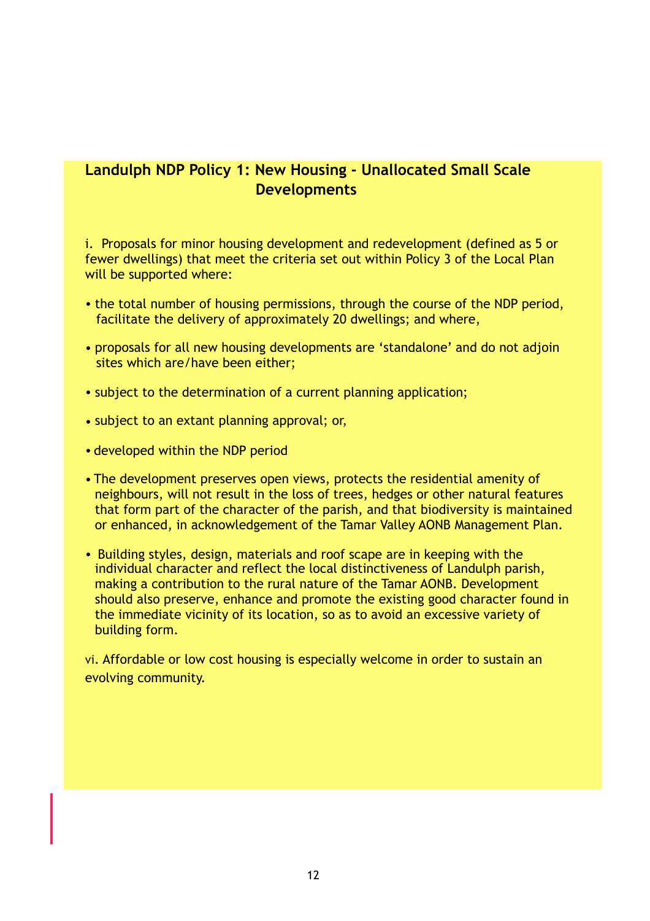## Landulph NDP Policy 1: New Housing - Unallocated Small Scale Developments

i. Proposals for minor housing development and redevelopment (defined as 5 or fewer dwellings) that meet the criteria set out within Policy 3 of the Local Plan will be supported where:

- the total number of housing permissions, through the course of the NDP period, facilitate the delivery of approximately 20 dwellings; and where,
- proposals for all new housing developments are 'standalone' and do not adjoin sites which are/have been either;
- subject to the determination of a current planning application;
- subject to an extant planning approval; or,
- developed within the NDP period
- The development preserves open views, protects the residential amenity of neighbours, will not result in the loss of trees, hedges or other natural features that form part of the character of the parish, and that biodiversity is maintained or enhanced, in acknowledgement of the Tamar Valley AONB Management Plan.
- Building styles, design, materials and roof scape are in keeping with the individual character and reflect the local distinctiveness of Landulph parish, making a contribution to the rural nature of the Tamar AONB. Development should also preserve, enhance and promote the existing good character found in the immediate vicinity of its location, so as to avoid an excessive variety of building form.

vi. Affordable or low cost housing is especially welcome in order to sustain an evolving community.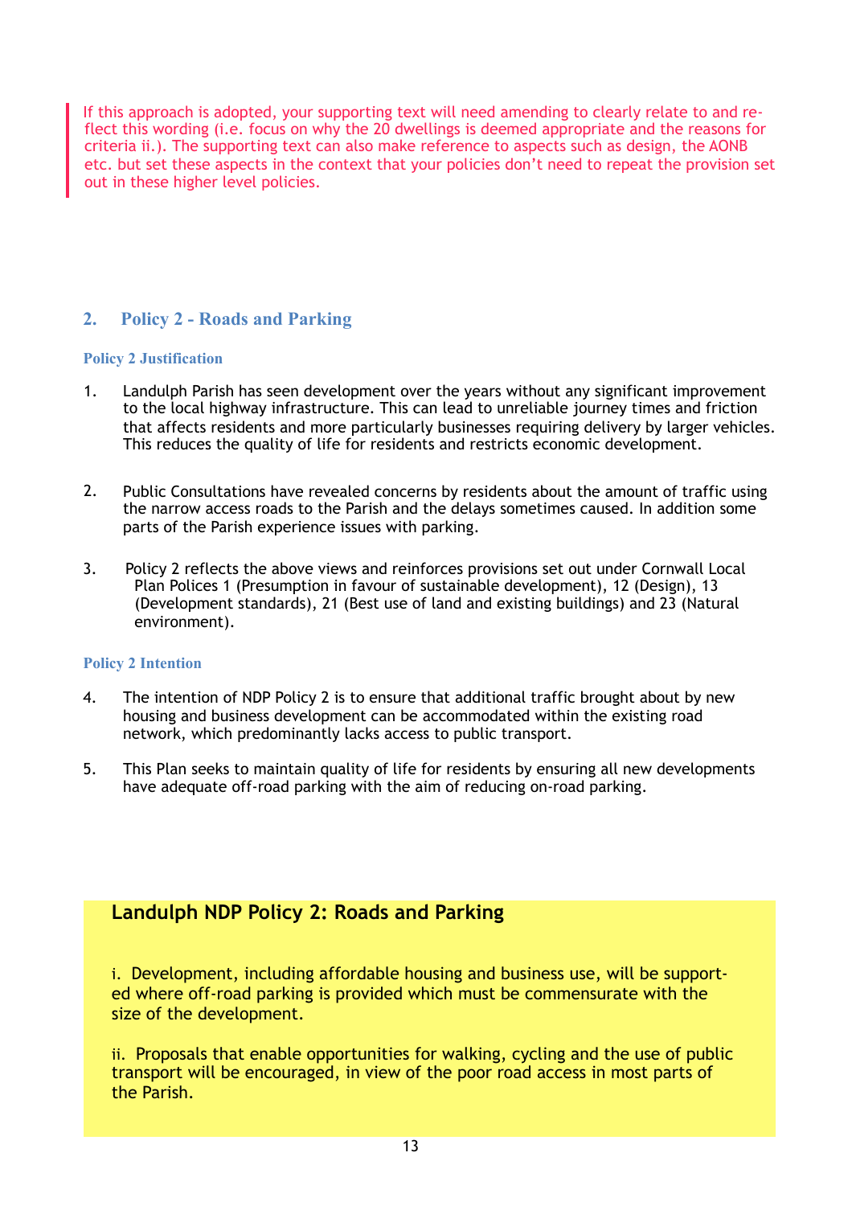If this approach is adopted, your supporting text will need amending to clearly relate to and reflect this wording (i.e. focus on why the 20 dwellings is deemed appropriate and the reasons for criteria ii.). The supporting text can also make reference to aspects such as design, the AONB etc. but set these aspects in the context that your policies don't need to repeat the provision set out in these higher level policies.

## 2. Policy 2 - Roads and Parking

### Policy 2 Justification

1. Landulph Parish has seen development over the years without any significant improvement to the local highway infrastructure. This can lead to unreliable journey times and friction that affects residents and more particularly businesses requiring delivery by larger vehicles. This reduces the quality of life for residents and restricts economic development.

2. Public Consultations have revealed concerns by residents about the amount of traffic using the narrow access roads to the Parish and the delays sometimes caused. In addition some parts of the Parish experience issues with parking.

3. Policy 2 reflects the above views and reinforces provisions set out under Cornwall Local Plan Polices 1 (Presumption in favour of sustainable development), 12 (Design), 13 (Development standards), 21 (Best use of land and existing buildings) and 23 (Natural environment).

### Policy 2 Intention

4. The intention of NDP Policy 2 is to ensure that additional traffic brought about by new housing and business development can be accommodated within the existing road network, which predominantly lacks access to public transport.

5. This Plan seeks to maintain quality of life for residents by ensuring all new developments have adequate off-road parking with the aim of reducing on-road parking.

### Landulph NDP Policy 2: Roads and Parking

i. Development, including affordable housing and business use, will be supported where off-road parking is provided which must be commensurate with the size of the development.

ii. Proposals that enable opportunities for walking, cycling and the use of public transport will be encouraged, in view of the poor road access in most parts of the Parish.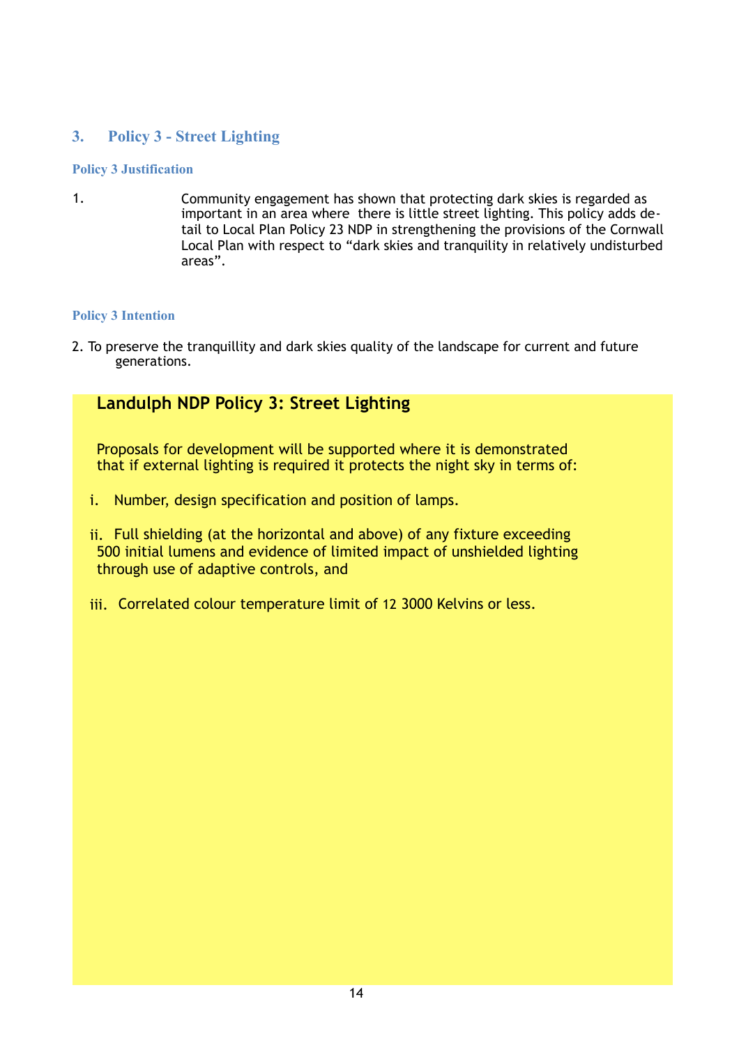## 3. Policy 3 - Street Lighting

### Policy 3 Justification

1. Community engagement has shown that protecting dark skies is regarded as important in an area where there is little street lighting. This policy adds detail to Local Plan Policy 23 NDP in strengthening the provisions of the Cornwall Local Plan with respect to "dark skies and tranquility in relatively undisturbed areas".

### Policy 3 Intention

2. To preserve the tranquillity and dark skies quality of the landscape for current and future generations.

**Landulph NDP Policy 3: Street Lighting**

Proposals for development will be supported where it is demonstrated that if external lighting is required it protects the night sky in terms of:

i. Number, design specification and position of lamps.

ii. Full shielding (at the horizontal and above) of any fixture exceeding 500 initial lumens and evidence of limited impact of unshielded lighting through use of adaptive controls, and

iii. Correlated colour temperature limit of 12 3000 Kelvins or less.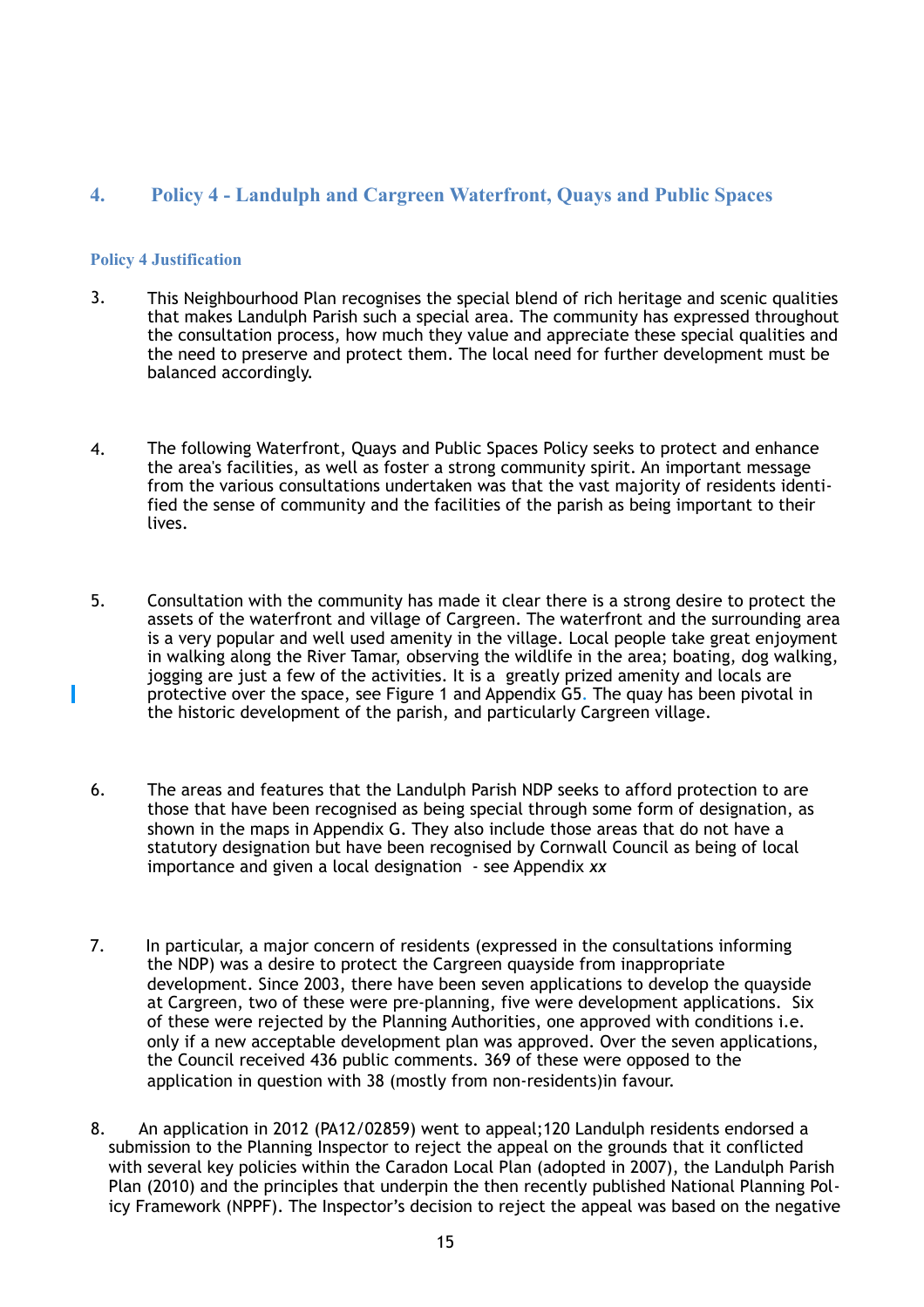## 4. Policy 4 - Landulph and Cargreen Waterfront, Quays and Public Spaces

### Policy 4 Justification

3. This Neighbourhood Plan recognises the special blend of rich heritage and scenic qualities that makes Landulph Parish such a special area. The community has expressed throughout the consultation process, how much they value and appreciate these special qualities and the need to preserve and protect them. The local need for further development must be balanced accordingly.

4. The following Waterfront, Quays and Public Spaces Policy seeks to protect and enhance the area's facilities, as well as foster a strong community spirit. An important message from the various consultations undertaken was that the vast majority of residents identified the sense of community and the facilities of the parish as being important to their lives.

5. Consultation with the community has made it clear there is a strong desire to protect the assets of the waterfront and village of Cargreen. The waterfront and the surrounding area is a very popular and well used amenity in the village. Local people take great enjoyment in walking along the River Tamar, observing the wildlife in the area; boating, dog walking, jogging are just a few of the activities. It is a greatly prized amenity and locals are protective over the space, see Figure 1 and Appendix G5. The quay has been pivotal in the historic development of the parish, and particularly Cargreen village.

6. The areas and features that the Landulph Parish NDP seeks to afford protection to are those that have been recognised as being special through some form of designation, as shown in the maps in Appendix G. They also include those areas that do not have a statutory designation but have been recognised by Cornwall Council as being of local importance and given a local designation - see Appendix *xx*

7. In particular, a major concern of residents (expressed in the consultations informing the NDP) was a desire to protect the Cargreen quayside from inappropriate development. Since 2003, there have been seven applications to develop the quayside at Cargreen, two of these were pre-planning, five were development applications. Six of these were rejected by the Planning Authorities, one approved with conditions i.e. only if a new acceptable development plan was approved. Over the seven applications, the Council received 436 public comments. 369 of these were opposed to the application in question with 38 (mostly from non-residents)in favour.

8. An application in 2012 (PA12/02859) went to appeal;120 Landulph residents endorsed a submission to the Planning Inspector to reject the appeal on the grounds that it conflicted with several key policies within the Caradon Local Plan (adopted in 2007), the Landulph Parish Plan (2010) and the principles that underpin the then recently published National Planning Policy Framework (NPPF). The Inspector's decision to reject the appeal was based on the negative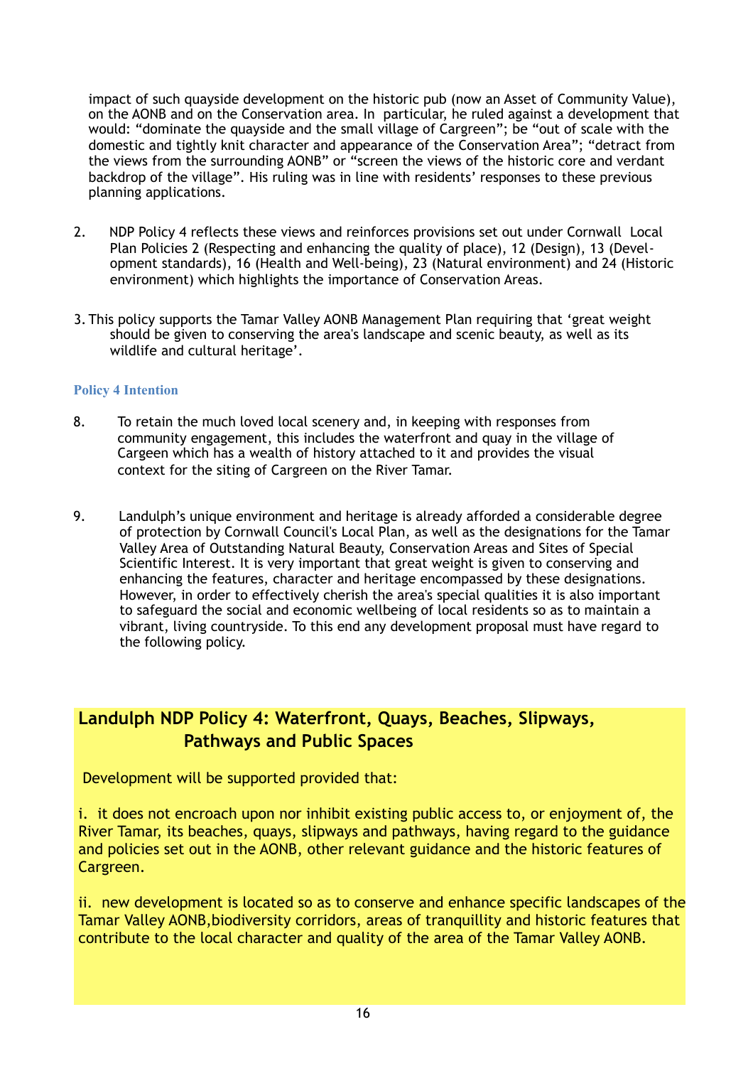impact of such quayside development on the historic pub (now an Asset of Community Value), on the AONB and on the Conservation area. In particular, he ruled against a development that would: "dominate the quayside and the small village of Cargreen"; be "out of scale with the domestic and tightly knit character and appearance of the Conservation Area"; "detract from the views from the surrounding AONB" or "screen the views of the historic core and verdant backdrop of the village". His ruling was in line with residents' responses to these previous planning applications.

2. NDP Policy 4 reflects these views and reinforces provisions set out under Cornwall Local Plan Policies 2 (Respecting and enhancing the quality of place), 12 (Design), 13 (Development standards), 16 (Health and Well-being), 23 (Natural environment) and 24 (Historic environment) which highlights the importance of Conservation Areas.

3. This policy supports the Tamar Valley AONB Management Plan requiring that 'great weight should be given to conserving the area's landscape and scenic beauty, as well as its wildlife and cultural heritage'.

### Policy 4 Intention

8. To retain the much loved local scenery and, in keeping with responses from community engagement, this includes the waterfront and quay in the village of Cargeen which has a wealth of history attached to it and provides the visual context for the siting of Cargreen on the River Tamar.

9. Landulph's unique environment and heritage is already afforded a considerable degree of protection by Cornwall Council's Local Plan, as well as the designations for the Tamar Valley Area of Outstanding Natural Beauty, Conservation Areas and Sites of Special Scientific Interest. It is very important that great weight is given to conserving and enhancing the features, character and heritage encompassed by these designations. However, in order to effectively cherish the area's special qualities it is also important to safeguard the social and economic wellbeing of local residents so as to maintain a vibrant, living countryside. To this end any development proposal must have regard to the following policy.

## Landulph NDP Policy 4: Waterfront, Quays, Beaches, Slipways, Pathways and Public Spaces

Development will be supported provided that:

i. it does not encroach upon nor inhibit existing public access to, or enjoyment of, the River Tamar, its beaches, quays, slipways and pathways, having regard to the guidance and policies set out in the AONB, other relevant guidance and the historic features of Cargreen.

ii. new development is located so as to conserve and enhance specific landscapes of the Tamar Valley AONB,biodiversity corridors, areas of tranquillity and historic features that contribute to the local character and quality of the area of the Tamar Valley AONB.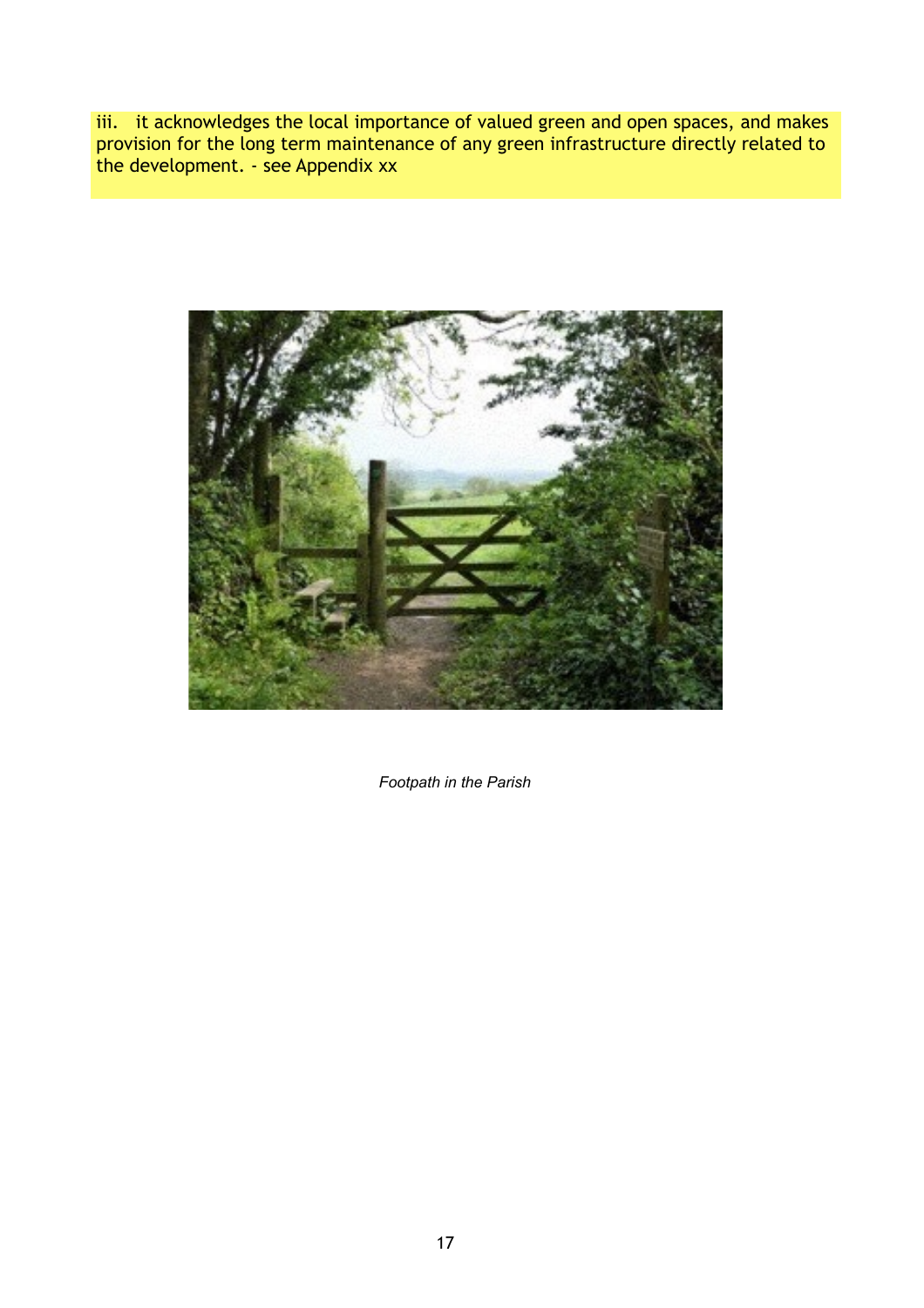iii. it acknowledges the local importance of valued green and open spaces, and makes provision for the long term maintenance of any green infrastructure directly related to the development. - see Appendix xx

*Footpath in the Parish*